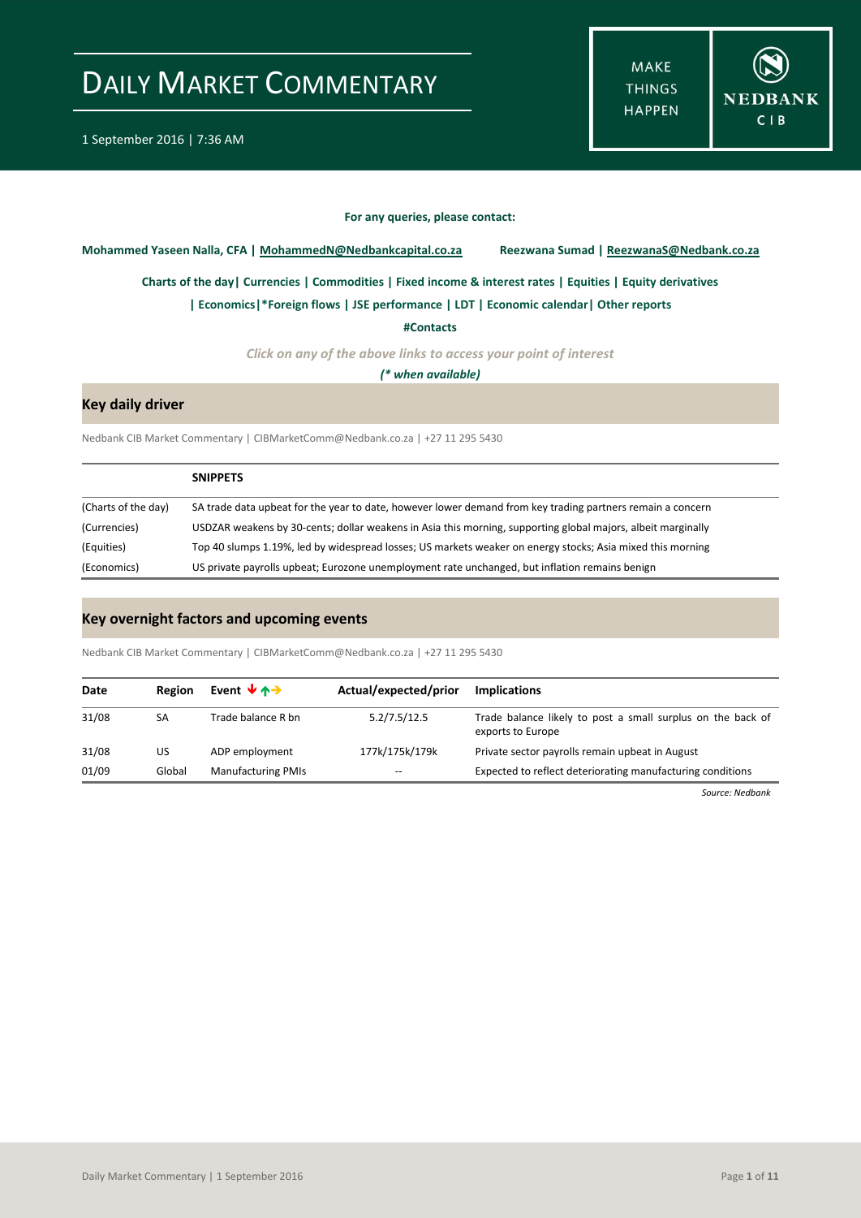# DAILY MARKET COMMENTARY

1 September 2016 | 7:36 AM

MAKE THINGS HAPPEN

NEDBANK CIB

**For any queries, please contact:**

**Mohammed Yaseen Nalla, CFA | MohammedN@Nedbankcapital.co.za** **Reezwana Sumad | ReezwanaS@Nedbank.co.za**

**Charts of the day| Currencies | Commodities | Fixed income & interest rates | Equities | Equity derivatives**

**| Economics|*Foreign flows | JSE performance | LDT | Economic calendar| Other reports**

**#Contacts**

*Click on any of the above links to access your point of interest*

***(* when available)***

## Key daily driver

Nedbank CIB Market Commentary | CIBMarketComm@Nedbank.co.za | +27 11 295 5430

| | SNIPPETS |
|---|---|
| (Charts of the day) | SA trade data upbeat for the year to date, however lower demand from key trading partners remain a concern |
| (Currencies) | USDZAR weakens by 30-cents; dollar weakens in Asia this morning, supporting global majors, albeit marginally |
| (Equities) | Top 40 slumps 1.19%, led by widespread losses; US markets weaker on energy stocks; Asia mixed this morning |
| (Economics) | US private payrolls upbeat; Eurozone unemployment rate unchanged, but inflation remains benign |

## Key overnight factors and upcoming events

Nedbank CIB Market Commentary | CIBMarketComm@Nedbank.co.za | +27 11 295 5430

| Date | Region | Event ↓↑→ | Actual/expected/prior | Implications |
|---|---|---|---|---|
| 31/08 | SA | Trade balance R bn | 5.2/7.5/12.5 | Trade balance likely to post a small surplus on the back of exports to Europe |
| 31/08 | US | ADP employment | 177k/175k/179k | Private sector payrolls remain upbeat in August |
| 01/09 | Global | Manufacturing PMIs | -- | Expected to reflect deteriorating manufacturing conditions |

*Source: Nedbank*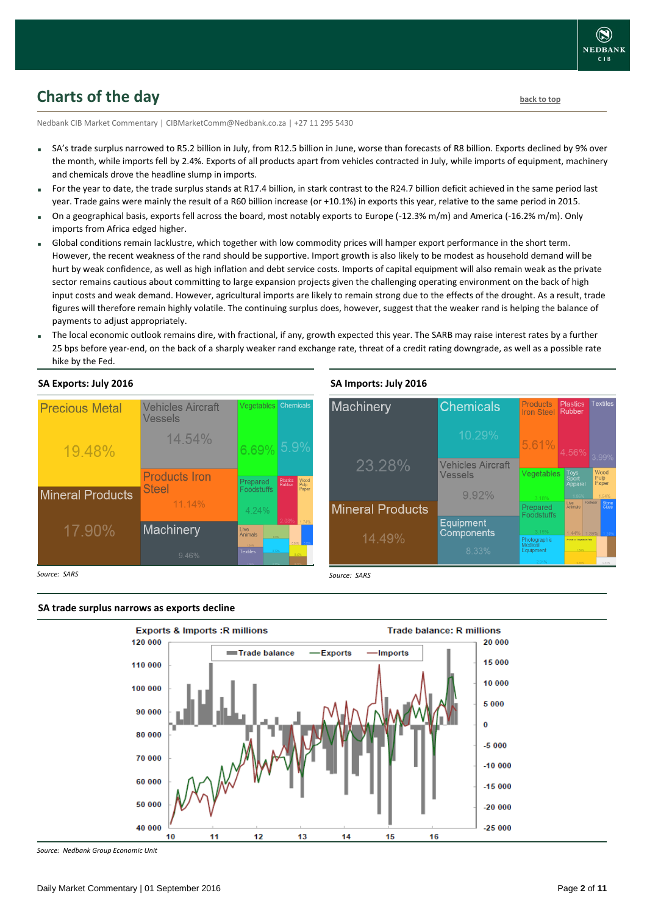## Charts of the day

back to top

Nedbank CIB Market Commentary | CIBMarketComm@Nedbank.co.za | +27 11 295 5430

- SA's trade surplus narrowed to R5.2 billion in July, from R12.5 billion in June, worse than forecasts of R8 billion. Exports declined by 9% over the month, while imports fell by 2.4%. Exports of all products apart from vehicles contracted in July, while imports of equipment, machinery and chemicals drove the headline slump in imports.
- For the year to date, the trade surplus stands at R17.4 billion, in stark contrast to the R24.7 billion deficit achieved in the same period last year. Trade gains were mainly the result of a R60 billion increase (or +10.1%) in exports this year, relative to the same period in 2015.
- On a geographical basis, exports fell across the board, most notably exports to Europe (-12.3% m/m) and America (-16.2% m/m). Only imports from Africa edged higher.
- Global conditions remain lacklustre, which together with low commodity prices will hamper export performance in the short term. However, the recent weakness of the rand should be supportive. Import growth is also likely to be modest as household demand will be hurt by weak confidence, as well as high inflation and debt service costs. Imports of capital equipment will also remain weak as the private sector remains cautious about committing to large expansion projects given the challenging operating environment on the back of high input costs and weak demand. However, agricultural imports are likely to remain strong due to the effects of the drought. As a result, trade figures will therefore remain highly volatile. The continuing surplus does, however, suggest that the weaker rand is helping the balance of payments to adjust appropriately.
- The local economic outlook remains dire, with fractional, if any, growth expected this year. The SARB may raise interest rates by a further 25 bps before year-end, on the back of a sharply weaker rand exchange rate, threat of a credit rating downgrade, as well as a possible rate hike by the Fed.

### SA Exports: July 2016

Source: SARS

### SA Imports: July 2016

Source: SARS

### SA trade surplus narrows as exports decline

Source: Nedbank Group Economic Unit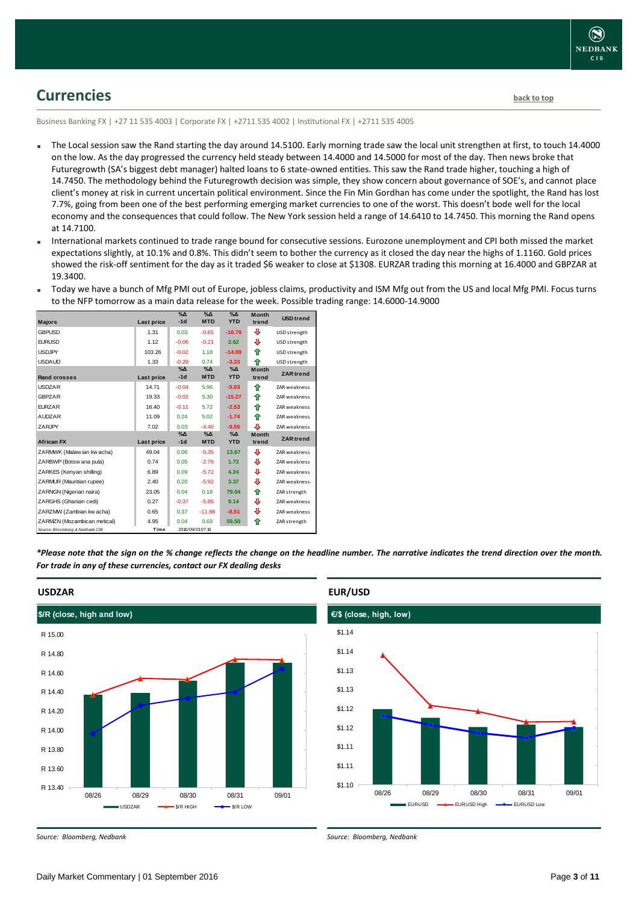## Currencies

back to top

Business Banking FX | +27 11 535 4003 | Corporate FX | +2711 535 4002 | Institutional FX | +2711 535 4005

- The Local session saw the Rand starting the day around 14.5100. Early morning trade saw the local unit strengthen at first, to touch 14.4000 on the low. As the day progressed the currency held steady between 14.4000 and 14.5000 for most of the day. Then news broke that Futuregrowth (SA's biggest debt manager) halted loans to 6 state-owned entities. This saw the Rand trade higher, touching a high of 14.7450. The methodology behind the Futuregrowth decision was simple, they show concern about governance of SOE's, and cannot place client's money at risk in current uncertain political environment. Since the Fin Min Gordhan has come under the spotlight, the Rand has lost 7.7%, going from been one of the best performing emerging market currencies to one of the worst. This doesn't bode well for the local economy and the consequences that could follow. The New York session held a range of 14.6410 to 14.7450. This morning the Rand opens at 14.7100.
- International markets continued to trade range bound for consecutive sessions. Eurozone unemployment and CPI both missed the market expectations slightly, at 10.1% and 0.8%. This didn't seem to bother the currency as it closed the day near the highs of 1.1160. Gold prices showed the risk-off sentiment for the day as it traded $6 weaker to close at $1308. EURZAR trading this morning at 16.4000 and GBPZAR at 19.3400.
- Today we have a bunch of Mfg PMI out of Europe, jobless claims, productivity and ISM Mfg out from the US and local Mfg PMI. Focus turns to the NFP tomorrow as a main data release for the week. Possible trading range: 14.6000-14.9000

| Majors | Last price | %Δ -1d | %Δ MTD | %Δ YTD | Month trend | USD trend |
|---|---|---|---|---|---|---|
| GBPUSD | 1.31 | 0.03 | -0.65 | -10.79 | ⇩ | USD strength |
| EURUSD | 1.12 | -0.06 | -0.21 | 2.62 | ⇩ | USD strength |
| USDJPY | 103.26 | -0.02 | 1.18 | -14.09 | ⇧ | USD strength |
| USDAUD | 1.33 | -0.29 | 0.74 | -3.33 | ⇧ | USD strength |
| **Rand crosses** | **Last price** | **%Δ -1d** | **%Δ MTD** | **%Δ YTD** | **Month trend** | **ZAR trend** |
| USDZAR | 14.71 | -0.04 | 5.96 | -5.03 | ⇧ | ZAR weakness |
| GBPZAR | 19.33 | -0.02 | 5.30 | -15.27 | ⇧ | ZAR weakness |
| EURZAR | 16.40 | -0.11 | 5.72 | -2.53 | ⇧ | ZAR weakness |
| AUDZAR | 11.09 | 0.24 | 5.02 | -1.74 | ⇧ | ZAR weakness |
| ZARJPY | 7.02 | 0.03 | -4.40 | -9.55 | ⇩ | ZAR weakness |
| **African FX** | **Last price** | **%Δ -1d** | **%Δ MTD** | **%Δ YTD** | **Month trend** | **ZAR trend** |
| ZARMWK (Malawian kwacha) | 49.04 | 0.06 | -5.35 | 13.67 | ⇩ | ZAR weakness |
| ZARBWP (Botswana pula) | 0.74 | 0.05 | -2.76 | 1.72 | ⇩ | ZAR weakness |
| ZARKES (Kenyan shilling) | 6.89 | 0.09 | -5.72 | 4.24 | ⇩ | ZAR weakness |
| ZARMUR (Mauritian rupee) | 2.40 | 0.20 | -5.92 | 3.37 | ⇩ | ZAR weakness |
| ZARNGN (Nigerian naira) | 23.05 | 0.04 | 0.18 | 79.04 | ⇧ | ZAR strength |
| ZARGHS (Ghanian cedi) | 0.27 | -0.37 | -5.85 | 9.14 | ⇩ | ZAR weakness |
| ZARZMW (Zambian kwacha) | 0.65 | 0.37 | -11.86 | -8.51 | ⇩ | ZAR weakness |
| ZARMZN (Mozambican metical) | 4.95 | 0.04 | 0.69 | 59.50 | ⇧ | ZAR strength |

Source: Bloomberg & Nedbank CIB — Time 2016/09/01 07:16

*\*Please note that the sign on the % change reflects the change on the headline number. The narrative indicates the trend direction over the month. For trade in any of these currencies, contact our FX dealing desks*

### USDZAR

$/R (close, high and low)

*Source: Bloomberg, Nedbank*

### EUR/USD

€/$ (close, high, low)

*Source: Bloomberg, Nedbank*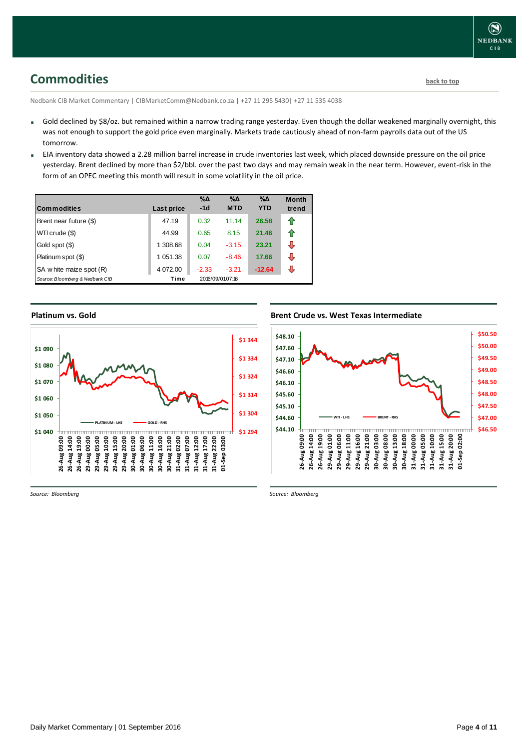## Commodities

back to top

Nedbank CIB Market Commentary | CIBMarketComm@Nedbank.co.za | +27 11 295 5430| +27 11 535 4038

- Gold declined by $8/oz. but remained within a narrow trading range yesterday. Even though the dollar weakened marginally overnight, this was not enough to support the gold price even marginally. Markets trade cautiously ahead of non-farm payrolls data out of the US tomorrow.
- EIA inventory data showed a 2.28 million barrel increase in crude inventories last week, which placed downside pressure on the oil price yesterday. Brent declined by more than $2/bbl. over the past two days and may remain weak in the near term. However, event-risk in the form of an OPEC meeting this month will result in some volatility in the oil price.

| Commodities | Last price | %Δ -1d | %Δ MTD | %Δ YTD | Month trend |
|---|---|---|---|---|---|
| Brent near future ($) | 47.19 | 0.32 | 11.14 | 26.58 | ⇧ |
| WTI crude ($) | 44.99 | 0.65 | 8.15 | 21.46 | ⇧ |
| Gold spot ($) | 1 308.68 | 0.04 | -3.15 | 23.21 | ⇩ |
| Platinum spot ($) | 1 051.38 | 0.07 | -8.46 | 17.66 | ⇩ |
| SA white maize spot (R) | 4 072.00 | -2.33 | -3.21 | -12.64 | ⇩ |
| *Source: Bloomberg & Nedbank CIB* | Time | 2016/09/01 07:16 | | | |

### Platinum vs. Gold

*Source: Bloomberg*

### Brent Crude vs. West Texas Intermediate

*Source: Bloomberg*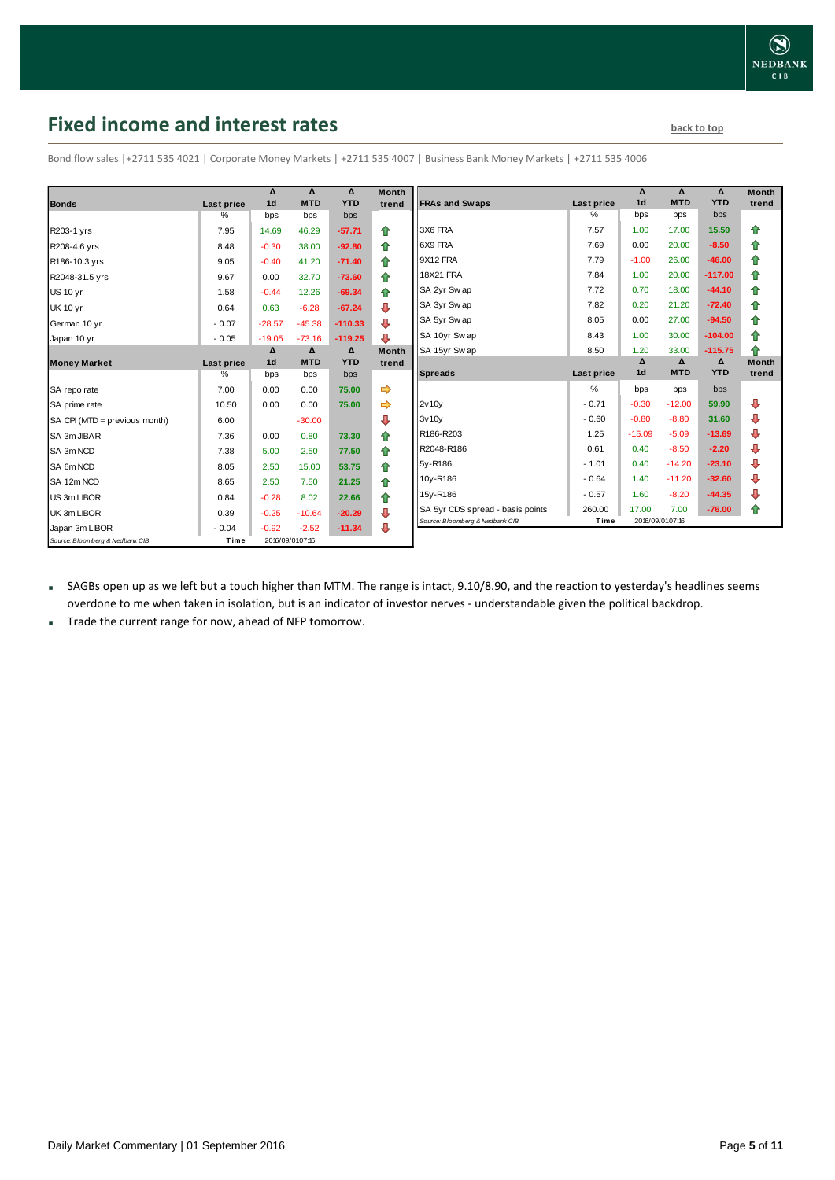# Fixed income and interest rates

back to top

Bond flow sales |+2711 535 4021 | Corporate Money Markets | +2711 535 4007 | Business Bank Money Markets | +2711 535 4006

| Bonds | Last price | Δ 1d | Δ MTD | Δ YTD | Month trend |
|---|---|---|---|---|---|
| | % | bps | bps | bps | |
| R203-1 yrs | 7.95 | 14.69 | 46.29 | -57.71 | ⇧ |
| R208-4.6 yrs | 8.48 | -0.30 | 38.00 | -92.80 | ⇧ |
| R186-10.3 yrs | 9.05 | -0.40 | 41.20 | -71.40 | ⇧ |
| R2048-31.5 yrs | 9.67 | 0.00 | 32.70 | -73.60 | ⇧ |
| US 10 yr | 1.58 | -0.44 | 12.26 | -69.34 | ⇧ |
| UK 10 yr | 0.64 | 0.63 | -6.28 | -67.24 | ⇩ |
| German 10 yr | -0.07 | -28.57 | -45.38 | -110.33 | ⇩ |
| Japan 10 yr | -0.05 | -19.05 | -73.16 | -119.25 | ⇩ |

| Money Market | Last price | Δ 1d | Δ MTD | Δ YTD | Month trend |
|---|---|---|---|---|---|
| | % | bps | bps | bps | |
| SA repo rate | 7.00 | 0.00 | 0.00 | 75.00 | ⇨ |
| SA prime rate | 10.50 | 0.00 | 0.00 | 75.00 | ⇨ |
| SA CPI (MTD = previous month) | 6.00 | | -30.00 | | ⇩ |
| SA 3m JIBAR | 7.36 | 0.00 | 0.80 | 73.30 | ⇧ |
| SA 3m NCD | 7.38 | 5.00 | 2.50 | 77.50 | ⇧ |
| SA 6m NCD | 8.05 | 2.50 | 15.00 | 53.75 | ⇧ |
| SA 12m NCD | 8.65 | 2.50 | 7.50 | 21.25 | ⇧ |
| US 3m LIBOR | 0.84 | -0.28 | 8.02 | 22.66 | ⇧ |
| UK 3m LIBOR | 0.39 | -0.25 | -10.64 | -20.29 | ⇩ |
| Japan 3m LIBOR | -0.04 | -0.92 | -2.52 | -11.34 | ⇩ |

Source: Bloomberg & Nedbank CIB | Time 2016/09/01 07:16

| FRAs and Swaps | Last price | Δ 1d | Δ MTD | Δ YTD | Month trend |
|---|---|---|---|---|---|
| | % | bps | bps | bps | |
| 3X6 FRA | 7.57 | 1.00 | 17.00 | 15.50 | ⇧ |
| 6X9 FRA | 7.69 | 0.00 | 20.00 | -8.50 | ⇧ |
| 9X12 FRA | 7.79 | -1.00 | 26.00 | -46.00 | ⇧ |
| 18X21 FRA | 7.84 | 1.00 | 20.00 | -117.00 | ⇧ |
| SA 2yr Swap | 7.72 | 0.70 | 18.00 | -44.10 | ⇧ |
| SA 3yr Swap | 7.82 | 0.20 | 21.20 | -72.40 | ⇧ |
| SA 5yr Swap | 8.05 | 0.00 | 27.00 | -94.50 | ⇧ |
| SA 10yr Swap | 8.43 | 1.00 | 30.00 | -104.00 | ⇧ |
| SA 15yr Swap | 8.50 | 1.20 | 33.00 | -115.75 | ⇧ |

| Spreads | Last price | Δ 1d | Δ MTD | Δ YTD | Month trend |
|---|---|---|---|---|---|
| | % | bps | bps | bps | |
| 2v10y | -0.71 | -0.30 | -12.00 | 59.90 | ⇩ |
| 3v10y | -0.60 | -0.80 | -8.80 | 31.60 | ⇩ |
| R186-R203 | 1.25 | -15.09 | -5.09 | -13.69 | ⇩ |
| R2048-R186 | 0.61 | 0.40 | -8.50 | -2.20 | ⇩ |
| 5y-R186 | -1.01 | 0.40 | -14.20 | -23.10 | ⇩ |
| 10y-R186 | -0.64 | 1.40 | -11.20 | -32.60 | ⇩ |
| 15y-R186 | -0.57 | 1.60 | -8.20 | -44.35 | ⇩ |
| SA 5yr CDS spread - basis points | 260.00 | 17.00 | 7.00 | -76.00 | ⇧ |

Source: Bloomberg & Nedbank CIB | Time 2016/09/01 07:16

- SAGBs open up as we left but a touch higher than MTM. The range is intact, 9.10/8.90, and the reaction to yesterday's headlines seems overdone to me when taken in isolation, but is an indicator of investor nerves - understandable given the political backdrop.
- Trade the current range for now, ahead of NFP tomorrow.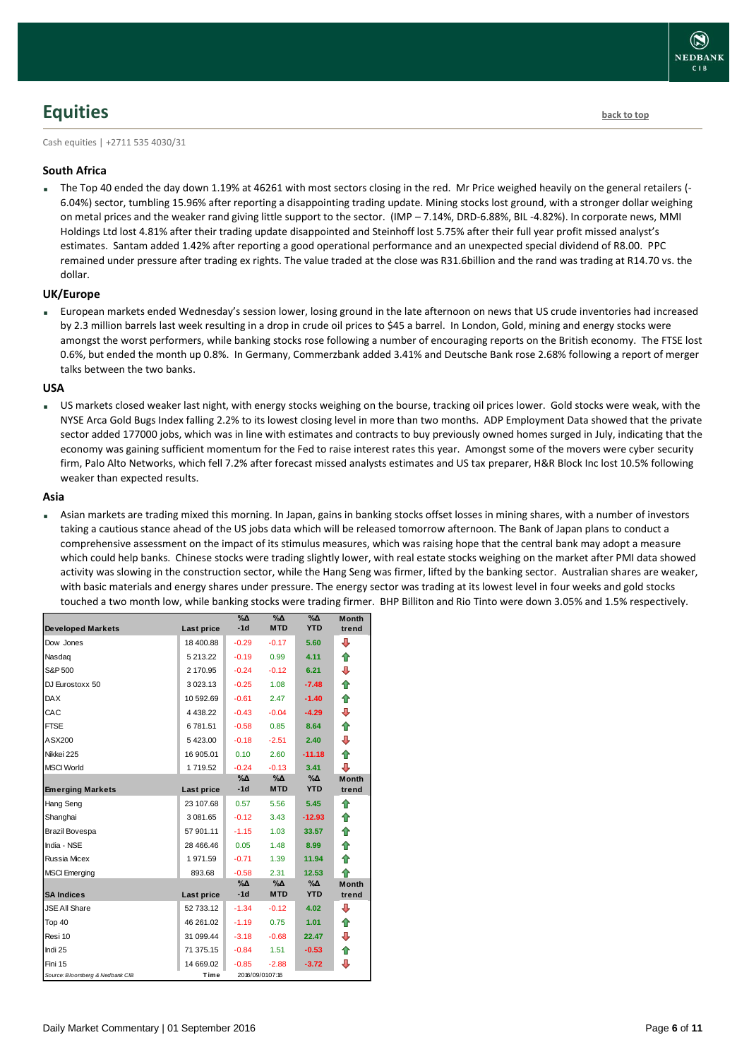## Equities

back to top

Cash equities | +2711 535 4030/31

### South Africa

- The Top 40 ended the day down 1.19% at 46261 with most sectors closing in the red. Mr Price weighed heavily on the general retailers (-6.04%) sector, tumbling 15.96% after reporting a disappointing trading update. Mining stocks lost ground, with a stronger dollar weighing on metal prices and the weaker rand giving little support to the sector. (IMP – 7.14%, DRD-6.88%, BIL -4.82%). In corporate news, MMI Holdings Ltd lost 4.81% after their trading update disappointed and Steinhoff lost 5.75% after their full year profit missed analyst's estimates. Santam added 1.42% after reporting a good operational performance and an unexpected special dividend of R8.00. PPC remained under pressure after trading ex rights. The value traded at the close was R31.6billion and the rand was trading at R14.70 vs. the dollar.

### UK/Europe

- European markets ended Wednesday's session lower, losing ground in the late afternoon on news that US crude inventories had increased by 2.3 million barrels last week resulting in a drop in crude oil prices to $45 a barrel. In London, Gold, mining and energy stocks were amongst the worst performers, while banking stocks rose following a number of encouraging reports on the British economy. The FTSE lost 0.6%, but ended the month up 0.8%. In Germany, Commerzbank added 3.41% and Deutsche Bank rose 2.68% following a report of merger talks between the two banks.

### USA

- US markets closed weaker last night, with energy stocks weighing on the bourse, tracking oil prices lower. Gold stocks were weak, with the NYSE Arca Gold Bugs Index falling 2.2% to its lowest closing level in more than two months. ADP Employment Data showed that the private sector added 177000 jobs, which was in line with estimates and contracts to buy previously owned homes surged in July, indicating that the economy was gaining sufficient momentum for the Fed to raise interest rates this year. Amongst some of the movers were cyber security firm, Palo Alto Networks, which fell 7.2% after forecast missed analysts estimates and US tax preparer, H&R Block Inc lost 10.5% following weaker than expected results.

### Asia

- Asian markets are trading mixed this morning. In Japan, gains in banking stocks offset losses in mining shares, with a number of investors taking a cautious stance ahead of the US jobs data which will be released tomorrow afternoon. The Bank of Japan plans to conduct a comprehensive assessment on the impact of its stimulus measures, which was raising hope that the central bank may adopt a measure which could help banks. Chinese stocks were trading slightly lower, with real estate stocks weighing on the market after PMI data showed activity was slowing in the construction sector, while the Hang Seng was firmer, lifted by the banking sector. Australian shares are weaker, with basic materials and energy shares under pressure. The energy sector was trading at its lowest level in four weeks and gold stocks touched a two month low, while banking stocks were trading firmer. BHP Billiton and Rio Tinto were down 3.05% and 1.5% respectively.

| Developed Markets | Last price | %Δ -1d | %Δ MTD | %Δ YTD | Month trend |
|---|---|---|---|---|---|
| Dow Jones | 18 400.88 | -0.29 | -0.17 | 5.60 | ⇩ |
| Nasdaq | 5 213.22 | -0.19 | 0.99 | 4.11 | ⇧ |
| S&P 500 | 2 170.95 | -0.24 | -0.12 | 6.21 | ⇩ |
| DJ Eurostoxx 50 | 3 023.13 | -0.25 | 1.08 | -7.48 | ⇧ |
| DAX | 10 592.69 | -0.61 | 2.47 | -1.40 | ⇧ |
| CAC | 4 438.22 | -0.43 | -0.04 | -4.29 | ⇩ |
| FTSE | 6 781.51 | -0.58 | 0.85 | 8.64 | ⇧ |
| ASX200 | 5 423.00 | -0.18 | -2.51 | 2.40 | ⇩ |
| Nikkei 225 | 16 905.01 | 0.10 | 2.60 | -11.18 | ⇧ |
| MSCI World | 1 719.52 | -0.24 | -0.13 | 3.41 | ⇩ |
| **Emerging Markets** | **Last price** | **%Δ -1d** | **%Δ MTD** | **%Δ YTD** | **Month trend** |
| Hang Seng | 23 107.68 | 0.57 | 5.56 | 5.45 | ⇧ |
| Shanghai | 3 081.65 | -0.12 | 3.43 | -12.93 | ⇧ |
| Brazil Bovespa | 57 901.11 | -1.15 | 1.03 | 33.57 | ⇧ |
| India - NSE | 28 466.46 | 0.05 | 1.48 | 8.99 | ⇧ |
| Russia Micex | 1 971.59 | -0.71 | 1.39 | 11.94 | ⇧ |
| MSCI Emerging | 893.68 | -0.58 | 2.31 | 12.53 | ⇧ |
| **SA Indices** | **Last price** | **%Δ -1d** | **%Δ MTD** | **%Δ YTD** | **Month trend** |
| JSE All Share | 52 733.12 | -1.34 | -0.12 | 4.02 | ⇩ |
| Top 40 | 46 261.02 | -1.19 | 0.75 | 1.01 | ⇧ |
| Resi 10 | 31 099.44 | -3.18 | -0.68 | 22.47 | ⇩ |
| Indi 25 | 71 375.15 | -0.84 | 1.51 | -0.53 | ⇧ |
| Fini 15 | 14 669.02 | -0.85 | -2.88 | -3.72 | ⇩ |

Source: Bloomberg & Nedbank CIB — Time 2016/09/01 07:16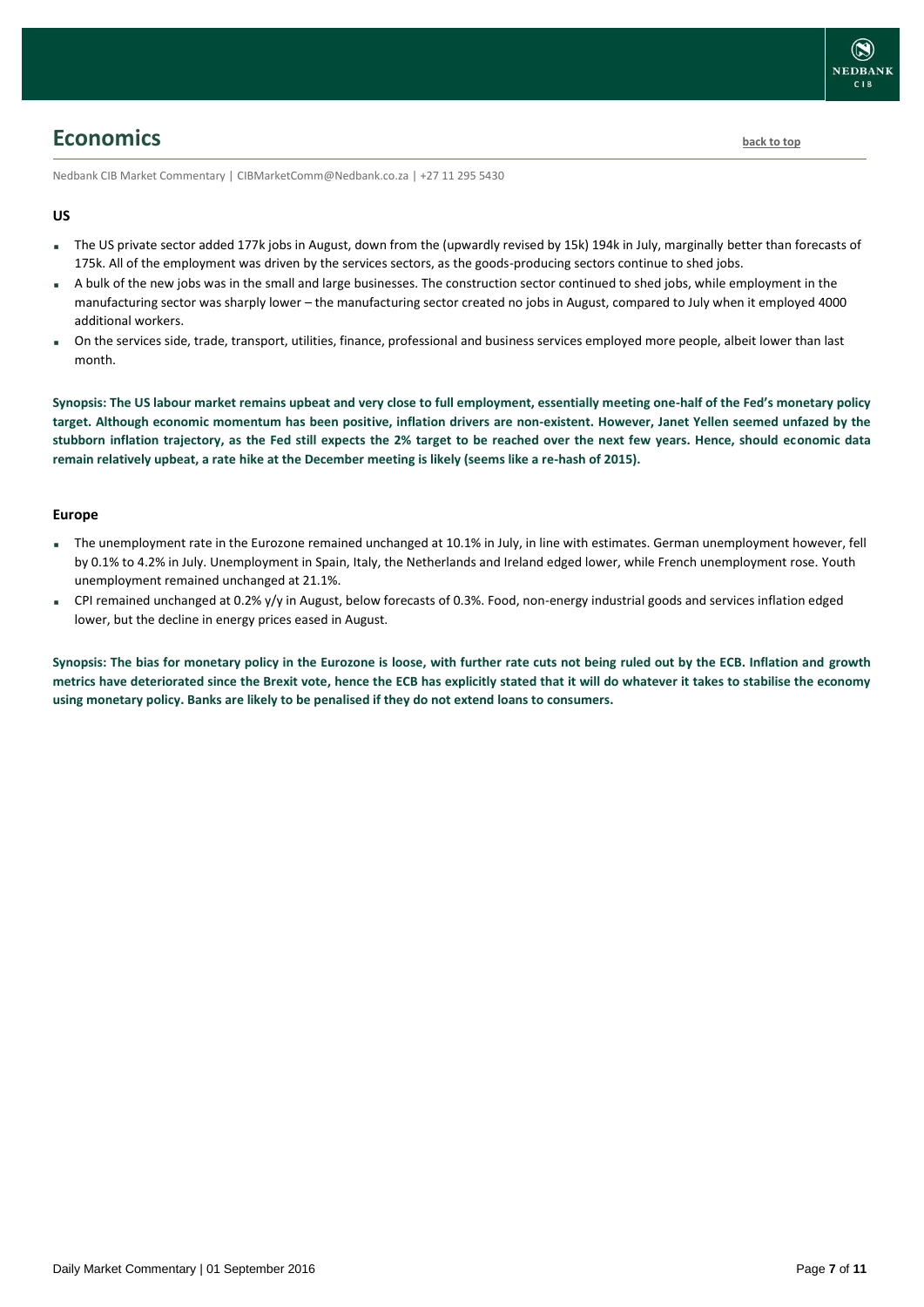## Economics

back to top

Nedbank CIB Market Commentary | CIBMarketComm@Nedbank.co.za | +27 11 295 5430

### US

- The US private sector added 177k jobs in August, down from the (upwardly revised by 15k) 194k in July, marginally better than forecasts of 175k. All of the employment was driven by the services sectors, as the goods-producing sectors continue to shed jobs.
- A bulk of the new jobs was in the small and large businesses. The construction sector continued to shed jobs, while employment in the manufacturing sector was sharply lower – the manufacturing sector created no jobs in August, compared to July when it employed 4000 additional workers.
- On the services side, trade, transport, utilities, finance, professional and business services employed more people, albeit lower than last month.

**Synopsis: The US labour market remains upbeat and very close to full employment, essentially meeting one-half of the Fed's monetary policy target. Although economic momentum has been positive, inflation drivers are non-existent. However, Janet Yellen seemed unfazed by the stubborn inflation trajectory, as the Fed still expects the 2% target to be reached over the next few years. Hence, should economic data remain relatively upbeat, a rate hike at the December meeting is likely (seems like a re-hash of 2015).**

### Europe

- The unemployment rate in the Eurozone remained unchanged at 10.1% in July, in line with estimates. German unemployment however, fell by 0.1% to 4.2% in July. Unemployment in Spain, Italy, the Netherlands and Ireland edged lower, while French unemployment rose. Youth unemployment remained unchanged at 21.1%.
- CPI remained unchanged at 0.2% y/y in August, below forecasts of 0.3%. Food, non-energy industrial goods and services inflation edged lower, but the decline in energy prices eased in August.

**Synopsis: The bias for monetary policy in the Eurozone is loose, with further rate cuts not being ruled out by the ECB. Inflation and growth metrics have deteriorated since the Brexit vote, hence the ECB has explicitly stated that it will do whatever it takes to stabilise the economy using monetary policy. Banks are likely to be penalised if they do not extend loans to consumers.**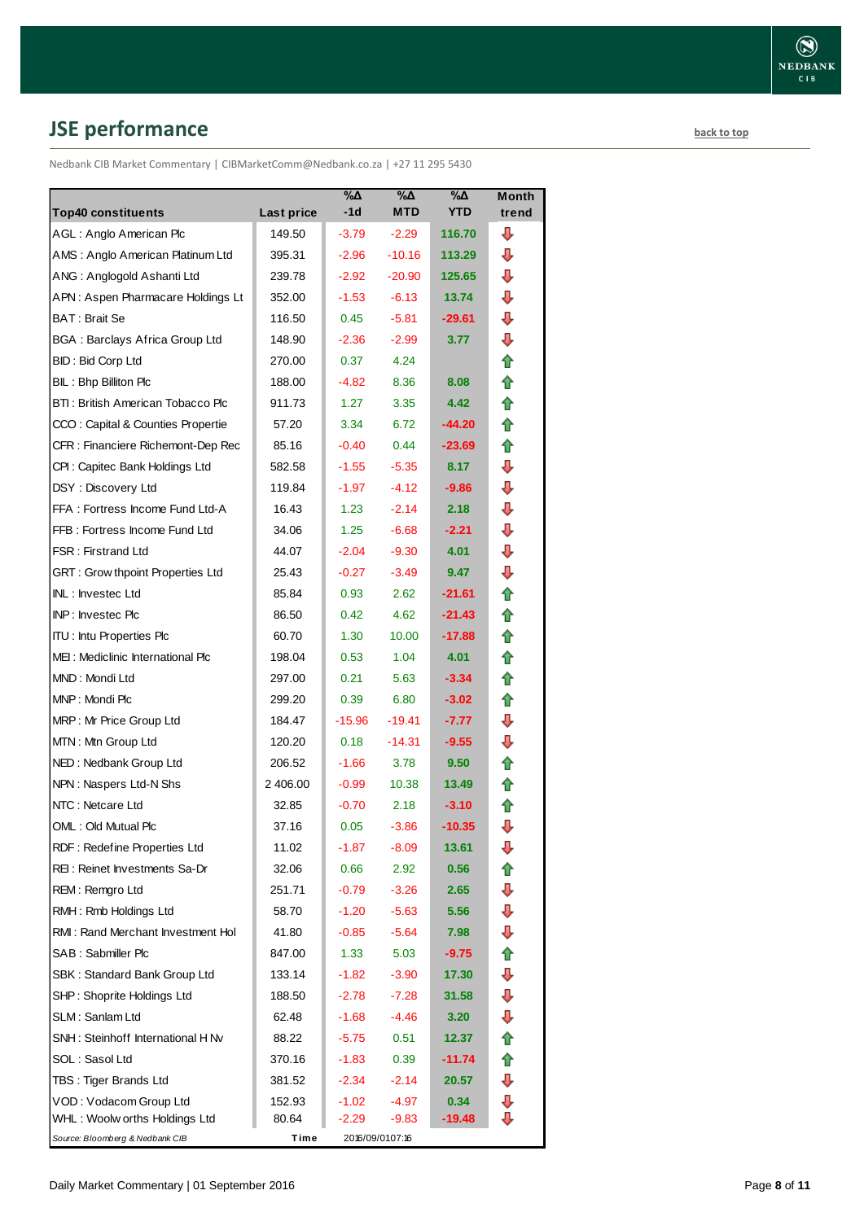## JSE performance

back to top

Nedbank CIB Market Commentary | CIBMarketComm@Nedbank.co.za | +27 11 295 5430

| Top40 constituents | Last price | %Δ -1d | %Δ MTD | %Δ YTD | Month trend |
|---|---|---|---|---|---|
| AGL : Anglo American Plc | 149.50 | -3.79 | -2.29 | 116.70 | ⇩ |
| AMS : Anglo American Platinum Ltd | 395.31 | -2.96 | -10.16 | 113.29 | ⇩ |
| ANG : Anglogold Ashanti Ltd | 239.78 | -2.92 | -20.90 | 125.65 | ⇩ |
| APN : Aspen Pharmacare Holdings Lt | 352.00 | -1.53 | -6.13 | 13.74 | ⇩ |
| BAT : Brait Se | 116.50 | 0.45 | -5.81 | -29.61 | ⇩ |
| BGA : Barclays Africa Group Ltd | 148.90 | -2.36 | -2.99 | 3.77 | ⇩ |
| BID : Bid Corp Ltd | 270.00 | 0.37 | 4.24 | | ⇧ |
| BIL : Bhp Billiton Plc | 188.00 | -4.82 | 8.36 | 8.08 | ⇧ |
| BTI : British American Tobacco Plc | 911.73 | 1.27 | 3.35 | 4.42 | ⇧ |
| CCO : Capital & Counties Propertie | 57.20 | 3.34 | 6.72 | -44.20 | ⇧ |
| CFR : Financiere Richemont-Dep Rec | 85.16 | -0.40 | 0.44 | -23.69 | ⇧ |
| CPI : Capitec Bank Holdings Ltd | 582.58 | -1.55 | -5.35 | 8.17 | ⇩ |
| DSY : Discovery Ltd | 119.84 | -1.97 | -4.12 | -9.86 | ⇩ |
| FFA : Fortress Income Fund Ltd-A | 16.43 | 1.23 | -2.14 | 2.18 | ⇩ |
| FFB : Fortress Income Fund Ltd | 34.06 | 1.25 | -6.68 | -2.21 | ⇩ |
| FSR : Firstrand Ltd | 44.07 | -2.04 | -9.30 | 4.01 | ⇩ |
| GRT : Growthpoint Properties Ltd | 25.43 | -0.27 | -3.49 | 9.47 | ⇩ |
| INL : Investec Ltd | 85.84 | 0.93 | 2.62 | -21.61 | ⇧ |
| INP : Investec Plc | 86.50 | 0.42 | 4.62 | -21.43 | ⇧ |
| ITU : Intu Properties Plc | 60.70 | 1.30 | 10.00 | -17.88 | ⇧ |
| MEI : Mediclinic International Plc | 198.04 | 0.53 | 1.04 | 4.01 | ⇧ |
| MND : Mondi Ltd | 297.00 | 0.21 | 5.63 | -3.34 | ⇧ |
| MNP : Mondi Plc | 299.20 | 0.39 | 6.80 | -3.02 | ⇧ |
| MRP : Mr Price Group Ltd | 184.47 | -15.96 | -19.41 | -7.77 | ⇩ |
| MTN : Mtn Group Ltd | 120.20 | 0.18 | -14.31 | -9.55 | ⇩ |
| NED : Nedbank Group Ltd | 206.52 | -1.66 | 3.78 | 9.50 | ⇧ |
| NPN : Naspers Ltd-N Shs | 2 406.00 | -0.99 | 10.38 | 13.49 | ⇧ |
| NTC : Netcare Ltd | 32.85 | -0.70 | 2.18 | -3.10 | ⇧ |
| OML : Old Mutual Plc | 37.16 | 0.05 | -3.86 | -10.35 | ⇩ |
| RDF : Redefine Properties Ltd | 11.02 | -1.87 | -8.09 | 13.61 | ⇩ |
| REI : Reinet Investments Sa-Dr | 32.06 | 0.66 | 2.92 | 0.56 | ⇧ |
| REM : Remgro Ltd | 251.71 | -0.79 | -3.26 | 2.65 | ⇩ |
| RMH : Rmb Holdings Ltd | 58.70 | -1.20 | -5.63 | 5.56 | ⇩ |
| RMI : Rand Merchant Investment Hol | 41.80 | -0.85 | -5.64 | 7.98 | ⇩ |
| SAB : Sabmiller Plc | 847.00 | 1.33 | 5.03 | -9.75 | ⇧ |
| SBK : Standard Bank Group Ltd | 133.14 | -1.82 | -3.90 | 17.30 | ⇩ |
| SHP : Shoprite Holdings Ltd | 188.50 | -2.78 | -7.28 | 31.58 | ⇩ |
| SLM : Sanlam Ltd | 62.48 | -1.68 | -4.46 | 3.20 | ⇩ |
| SNH : Steinhoff International H Nv | 88.22 | -5.75 | 0.51 | 12.37 | ⇧ |
| SOL : Sasol Ltd | 370.16 | -1.83 | 0.39 | -11.74 | ⇧ |
| TBS : Tiger Brands Ltd | 381.52 | -2.34 | -2.14 | 20.57 | ⇩ |
| VOD : Vodacom Group Ltd | 152.93 | -1.02 | -4.97 | 0.34 | ⇩ |
| WHL : Woolworths Holdings Ltd | 80.64 | -2.29 | -9.83 | -19.48 | ⇩ |

*Source: Bloomberg & Nedbank CIB* Time 2016/09/01 07:16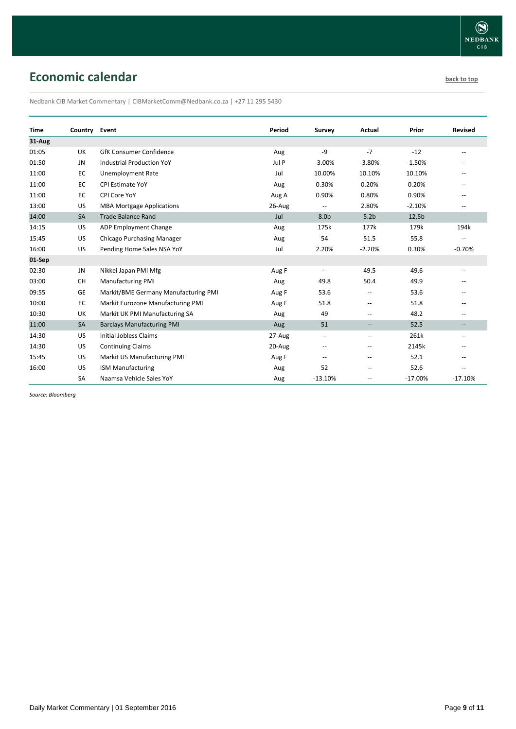## Economic calendar

back to top

Nedbank CIB Market Commentary | CIBMarketComm@Nedbank.co.za | +27 11 295 5430

| Time | Country | Event | Period | Survey | Actual | Prior | Revised |
|---|---|---|---|---|---|---|---|
| **31-Aug** | | | | | | | |
| 01:05 | UK | GfK Consumer Confidence | Aug | -9 | -7 | -12 | -- |
| 01:50 | JN | Industrial Production YoY | Jul P | -3.00% | -3.80% | -1.50% | -- |
| 11:00 | EC | Unemployment Rate | Jul | 10.00% | 10.10% | 10.10% | -- |
| 11:00 | EC | CPI Estimate YoY | Aug | 0.30% | 0.20% | 0.20% | -- |
| 11:00 | EC | CPI Core YoY | Aug A | 0.90% | 0.80% | 0.90% | -- |
| 13:00 | US | MBA Mortgage Applications | 26-Aug | -- | 2.80% | -2.10% | -- |
| 14:00 | SA | Trade Balance Rand | Jul | 8.0b | 5.2b | 12.5b | -- |
| 14:15 | US | ADP Employment Change | Aug | 175k | 177k | 179k | 194k |
| 15:45 | US | Chicago Purchasing Manager | Aug | 54 | 51.5 | 55.8 | -- |
| 16:00 | US | Pending Home Sales NSA YoY | Jul | 2.20% | -2.20% | 0.30% | -0.70% |
| **01-Sep** | | | | | | | |
| 02:30 | JN | Nikkei Japan PMI Mfg | Aug F | -- | 49.5 | 49.6 | -- |
| 03:00 | CH | Manufacturing PMI | Aug | 49.8 | 50.4 | 49.9 | -- |
| 09:55 | GE | Markit/BME Germany Manufacturing PMI | Aug F | 53.6 | -- | 53.6 | -- |
| 10:00 | EC | Markit Eurozone Manufacturing PMI | Aug F | 51.8 | -- | 51.8 | -- |
| 10:30 | UK | Markit UK PMI Manufacturing SA | Aug | 49 | -- | 48.2 | -- |
| 11:00 | SA | Barclays Manufacturing PMI | Aug | 51 | -- | 52.5 | -- |
| 14:30 | US | Initial Jobless Claims | 27-Aug | -- | -- | 261k | -- |
| 14:30 | US | Continuing Claims | 20-Aug | -- | -- | 2145k | -- |
| 15:45 | US | Markit US Manufacturing PMI | Aug F | -- | -- | 52.1 | -- |
| 16:00 | US | ISM Manufacturing | Aug | 52 | -- | 52.6 | -- |
| | SA | Naamsa Vehicle Sales YoY | Aug | -13.10% | -- | -17.00% | -17.10% |

*Source: Bloomberg*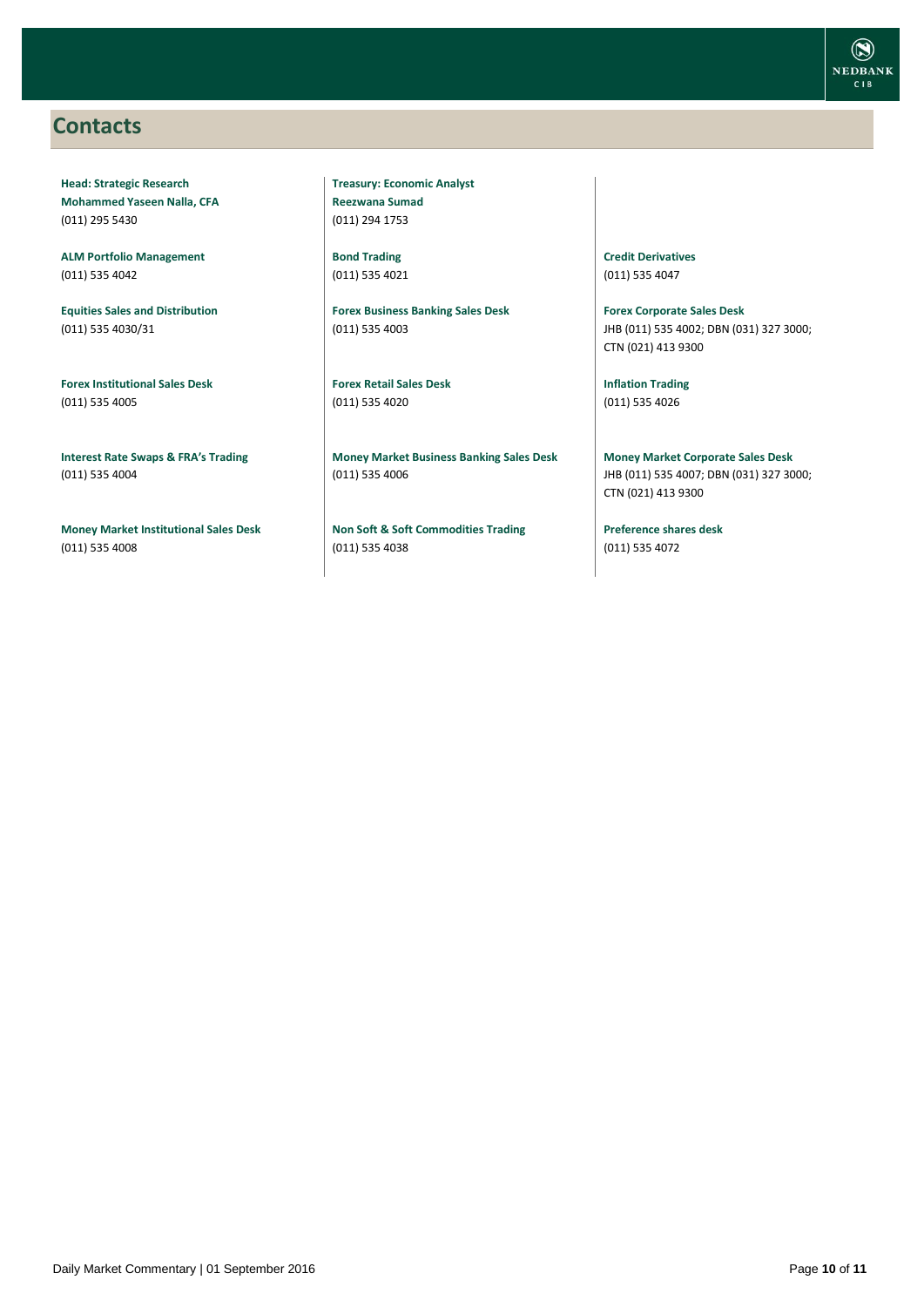## Contacts

**Head: Strategic Research**
**Mohammed Yaseen Nalla, CFA**
(011) 295 5430

**Treasury: Economic Analyst**
**Reezwana Sumad**
(011) 294 1753

**ALM Portfolio Management**
(011) 535 4042

**Bond Trading**
(011) 535 4021

**Credit Derivatives**
(011) 535 4047

**Equities Sales and Distribution**
(011) 535 4030/31

**Forex Business Banking Sales Desk**
(011) 535 4003

**Forex Corporate Sales Desk**
JHB (011) 535 4002; DBN (031) 327 3000; CTN (021) 413 9300

**Forex Institutional Sales Desk**
(011) 535 4005

**Forex Retail Sales Desk**
(011) 535 4020

**Inflation Trading**
(011) 535 4026

**Interest Rate Swaps & FRA's Trading**
(011) 535 4004

**Money Market Business Banking Sales Desk**
(011) 535 4006

**Money Market Corporate Sales Desk**
JHB (011) 535 4007; DBN (031) 327 3000; CTN (021) 413 9300

**Money Market Institutional Sales Desk**
(011) 535 4008

**Non Soft & Soft Commodities Trading**
(011) 535 4038

**Preference shares desk**
(011) 535 4072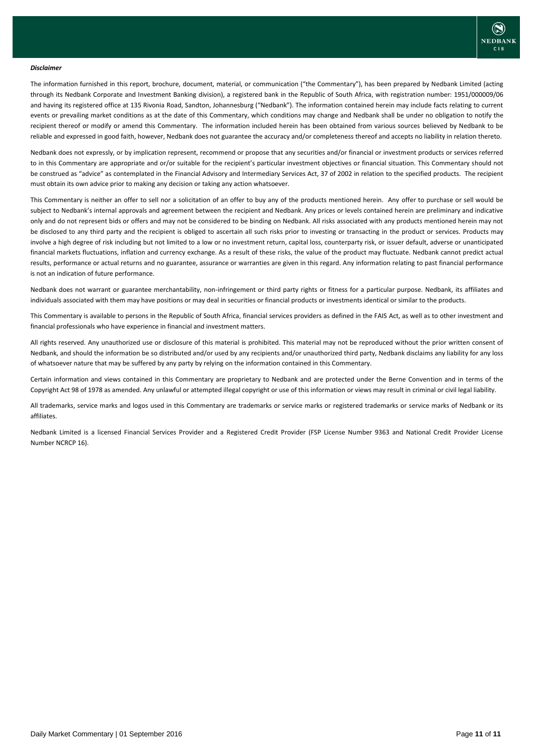***Disclaimer***

The information furnished in this report, brochure, document, material, or communication ("the Commentary"), has been prepared by Nedbank Limited (acting through its Nedbank Corporate and Investment Banking division), a registered bank in the Republic of South Africa, with registration number: 1951/000009/06 and having its registered office at 135 Rivonia Road, Sandton, Johannesburg ("Nedbank"). The information contained herein may include facts relating to current events or prevailing market conditions as at the date of this Commentary, which conditions may change and Nedbank shall be under no obligation to notify the recipient thereof or modify or amend this Commentary. The information included herein has been obtained from various sources believed by Nedbank to be reliable and expressed in good faith, however, Nedbank does not guarantee the accuracy and/or completeness thereof and accepts no liability in relation thereto.

Nedbank does not expressly, or by implication represent, recommend or propose that any securities and/or financial or investment products or services referred to in this Commentary are appropriate and or/or suitable for the recipient's particular investment objectives or financial situation. This Commentary should not be construed as "advice" as contemplated in the Financial Advisory and Intermediary Services Act, 37 of 2002 in relation to the specified products. The recipient must obtain its own advice prior to making any decision or taking any action whatsoever.

This Commentary is neither an offer to sell nor a solicitation of an offer to buy any of the products mentioned herein. Any offer to purchase or sell would be subject to Nedbank's internal approvals and agreement between the recipient and Nedbank. Any prices or levels contained herein are preliminary and indicative only and do not represent bids or offers and may not be considered to be binding on Nedbank. All risks associated with any products mentioned herein may not be disclosed to any third party and the recipient is obliged to ascertain all such risks prior to investing or transacting in the product or services. Products may involve a high degree of risk including but not limited to a low or no investment return, capital loss, counterparty risk, or issuer default, adverse or unanticipated financial markets fluctuations, inflation and currency exchange. As a result of these risks, the value of the product may fluctuate. Nedbank cannot predict actual results, performance or actual returns and no guarantee, assurance or warranties are given in this regard. Any information relating to past financial performance is not an indication of future performance.

Nedbank does not warrant or guarantee merchantability, non-infringement or third party rights or fitness for a particular purpose. Nedbank, its affiliates and individuals associated with them may have positions or may deal in securities or financial products or investments identical or similar to the products.

This Commentary is available to persons in the Republic of South Africa, financial services providers as defined in the FAIS Act, as well as to other investment and financial professionals who have experience in financial and investment matters.

All rights reserved. Any unauthorized use or disclosure of this material is prohibited. This material may not be reproduced without the prior written consent of Nedbank, and should the information be so distributed and/or used by any recipients and/or unauthorized third party, Nedbank disclaims any liability for any loss of whatsoever nature that may be suffered by any party by relying on the information contained in this Commentary.

Certain information and views contained in this Commentary are proprietary to Nedbank and are protected under the Berne Convention and in terms of the Copyright Act 98 of 1978 as amended. Any unlawful or attempted illegal copyright or use of this information or views may result in criminal or civil legal liability.

All trademarks, service marks and logos used in this Commentary are trademarks or service marks or registered trademarks or service marks of Nedbank or its affiliates.

Nedbank Limited is a licensed Financial Services Provider and a Registered Credit Provider (FSP License Number 9363 and National Credit Provider License Number NCRCP 16).